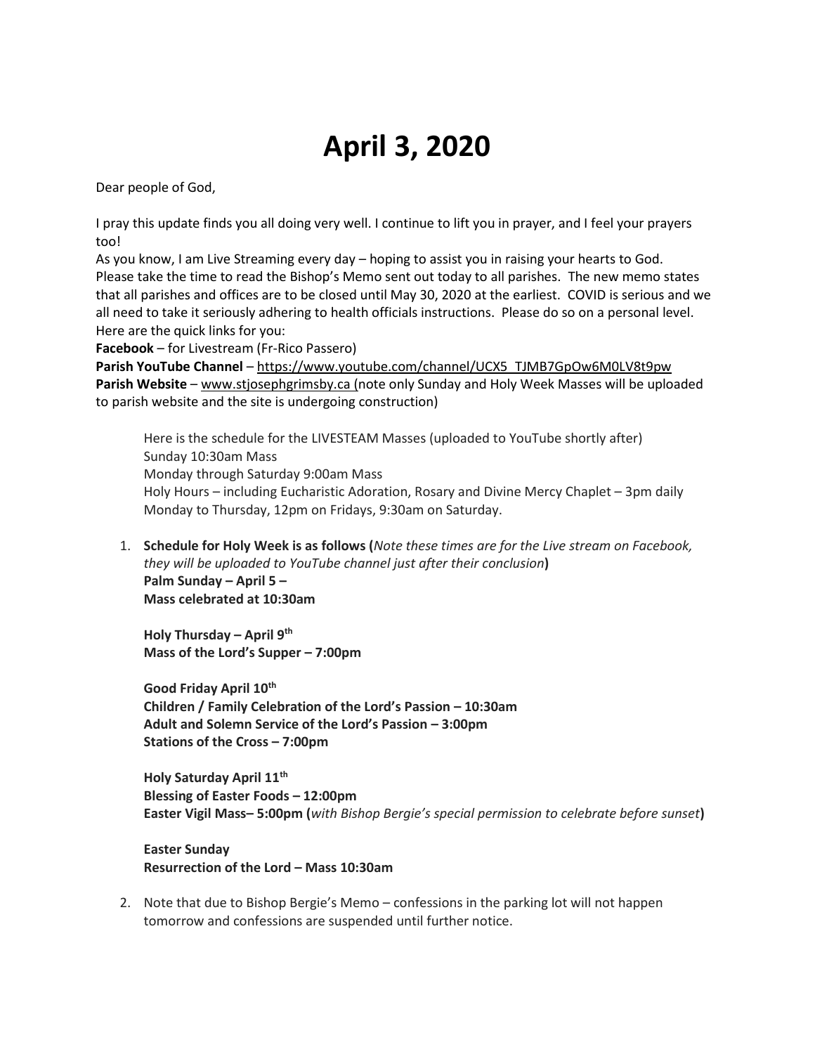# April 3, 2020

Dear people of God,

I pray this update finds you all doing very well. I continue to lift you in prayer, and I feel your prayers too!

As you know, I am Live Streaming every day – hoping to assist you in raising your hearts to God. Please take the time to read the Bishop's Memo sent out today to all parishes. The new memo states that all parishes and offices are to be closed until May 30, 2020 at the earliest. COVID is serious and we all need to take it seriously adhering to health officials instructions. Please do so on a personal level. Here are the quick links for you:

**Facebook** – for Livestream (Fr-Rico Passero)
**Parish YouTube Channel** – https://www.youtube.com/channel/UCX5_TJMB7GpOw6M0LV8t9pw
**Parish Website** – www.stjosephgrimsby.ca (note only Sunday and Holy Week Masses will be uploaded to parish website and the site is undergoing construction)

> Here is the schedule for the LIVESTEAM Masses (uploaded to YouTube shortly after)
> Sunday 10:30am Mass
> Monday through Saturday 9:00am Mass
> Holy Hours – including Eucharistic Adoration, Rosary and Divine Mercy Chaplet – 3pm daily Monday to Thursday, 12pm on Fridays, 9:30am on Saturday.

1. **Schedule for Holy Week is as follows (*Note these times are for the Live stream on Facebook, they will be uploaded to YouTube channel just after their conclusion*)**
   **Palm Sunday – April 5 –**
   **Mass celebrated at 10:30am**

   **Holy Thursday – April 9th**
   **Mass of the Lord's Supper – 7:00pm**

   **Good Friday April 10th**
   **Children / Family Celebration of the Lord's Passion – 10:30am**
   **Adult and Solemn Service of the Lord's Passion – 3:00pm**
   **Stations of the Cross – 7:00pm**

   **Holy Saturday April 11th**
   **Blessing of Easter Foods – 12:00pm**
   **Easter Vigil Mass– 5:00pm (*with Bishop Bergie's special permission to celebrate before sunset*)**

   **Easter Sunday**
   **Resurrection of the Lord – Mass 10:30am**

2. Note that due to Bishop Bergie's Memo – confessions in the parking lot will not happen tomorrow and confessions are suspended until further notice.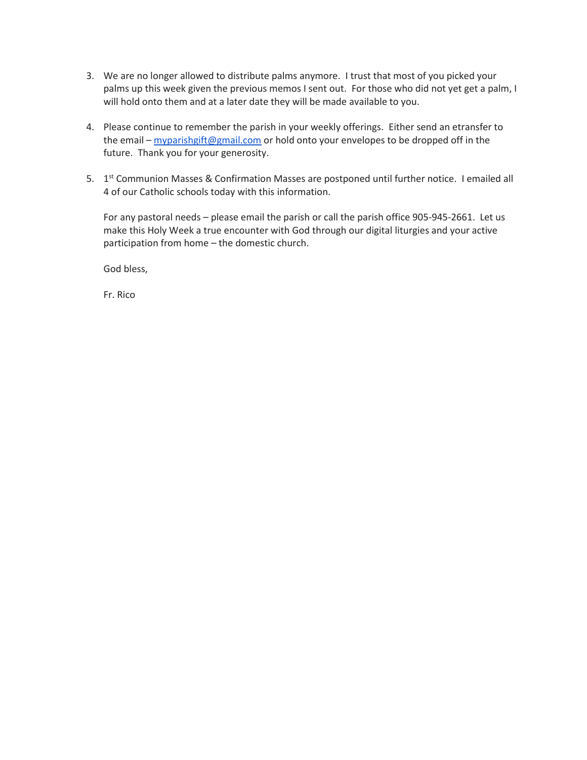3. We are no longer allowed to distribute palms anymore. I trust that most of you picked your palms up this week given the previous memos I sent out. For those who did not yet get a palm, I will hold onto them and at a later date they will be made available to you.

4. Please continue to remember the parish in your weekly offerings. Either send an etransfer to the email – myparishgift@gmail.com or hold onto your envelopes to be dropped off in the future. Thank you for your generosity.

5. 1st Communion Masses & Confirmation Masses are postponed until further notice. I emailed all 4 of our Catholic schools today with this information.

   For any pastoral needs – please email the parish or call the parish office 905-945-2661. Let us make this Holy Week a true encounter with God through our digital liturgies and your active participation from home – the domestic church.

   God bless,

   Fr. Rico